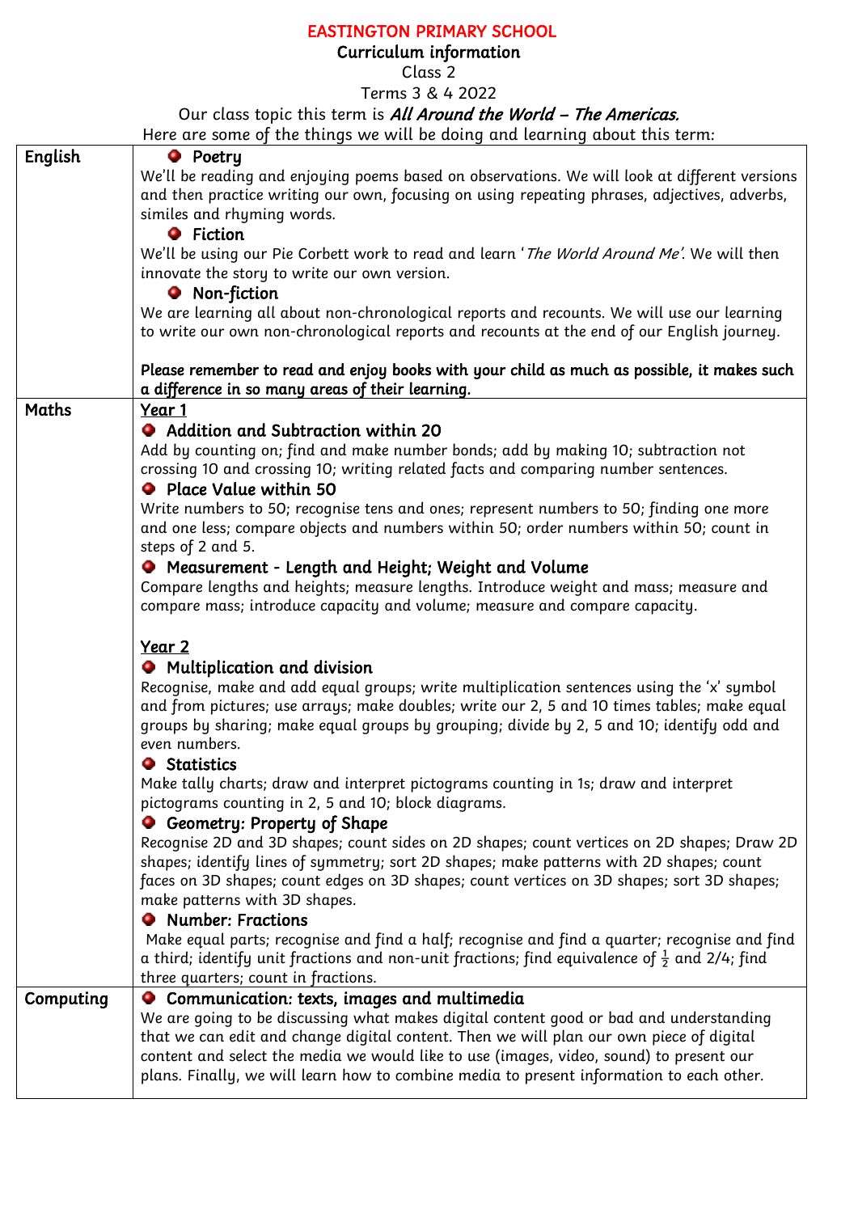# EASTINGTON PRIMARY SCHOOL

## Curriculum information

Class 2

Terms 3 & 4 2022

Our class topic this term is ***All Around the World – The Americas.***

Here are some of the things we will be doing and learning about this term:

| | |
|---|---|
| English | **Poetry**<br>We'll be reading and enjoying poems based on observations. We will look at different versions and then practice writing our own, focusing on using repeating phrases, adjectives, adverbs, similes and rhyming words.<br>**Fiction**<br>We'll be using our Pie Corbett work to read and learn '*The World Around Me*'. We will then innovate the story to write our own version.<br>**Non-fiction**<br>We are learning all about non-chronological reports and recounts. We will use our learning to write our own non-chronological reports and recounts at the end of our English journey.<br><br>**Please remember to read and enjoy books with your child as much as possible, it makes such a difference in so many areas of their learning.** |
| Maths | **Year 1**<br>**Addition and Subtraction within 20**<br>Add by counting on; find and make number bonds; add by making 10; subtraction not crossing 10 and crossing 10; writing related facts and comparing number sentences.<br>**Place Value within 50**<br>Write numbers to 50; recognise tens and ones; represent numbers to 50; finding one more and one less; compare objects and numbers within 50; order numbers within 50; count in steps of 2 and 5.<br>**Measurement - Length and Height; Weight and Volume**<br>Compare lengths and heights; measure lengths. Introduce weight and mass; measure and compare mass; introduce capacity and volume; measure and compare capacity.<br><br>**Year 2**<br>**Multiplication and division**<br>Recognise, make and add equal groups; write multiplication sentences using the 'x' symbol and from pictures; use arrays; make doubles; write our 2, 5 and 10 times tables; make equal groups by sharing; make equal groups by grouping; divide by 2, 5 and 10; identify odd and even numbers.<br>**Statistics**<br>Make tally charts; draw and interpret pictograms counting in 1s; draw and interpret pictograms counting in 2, 5 and 10; block diagrams.<br>**Geometry: Property of Shape**<br>Recognise 2D and 3D shapes; count sides on 2D shapes; count vertices on 2D shapes; Draw 2D shapes; identify lines of symmetry; sort 2D shapes; make patterns with 2D shapes; count faces on 3D shapes; count edges on 3D shapes; count vertices on 3D shapes; sort 3D shapes; make patterns with 3D shapes.<br>**Number: Fractions**<br>Make equal parts; recognise and find a half; recognise and find a quarter; recognise and find a third; identify unit fractions and non-unit fractions; find equivalence of $\frac{1}{2}$ and 2/4; find three quarters; count in fractions. |
| Computing | **Communication: texts, images and multimedia**<br>We are going to be discussing what makes digital content good or bad and understanding that we can edit and change digital content. Then we will plan our own piece of digital content and select the media we would like to use (images, video, sound) to present our plans. Finally, we will learn how to combine media to present information to each other. |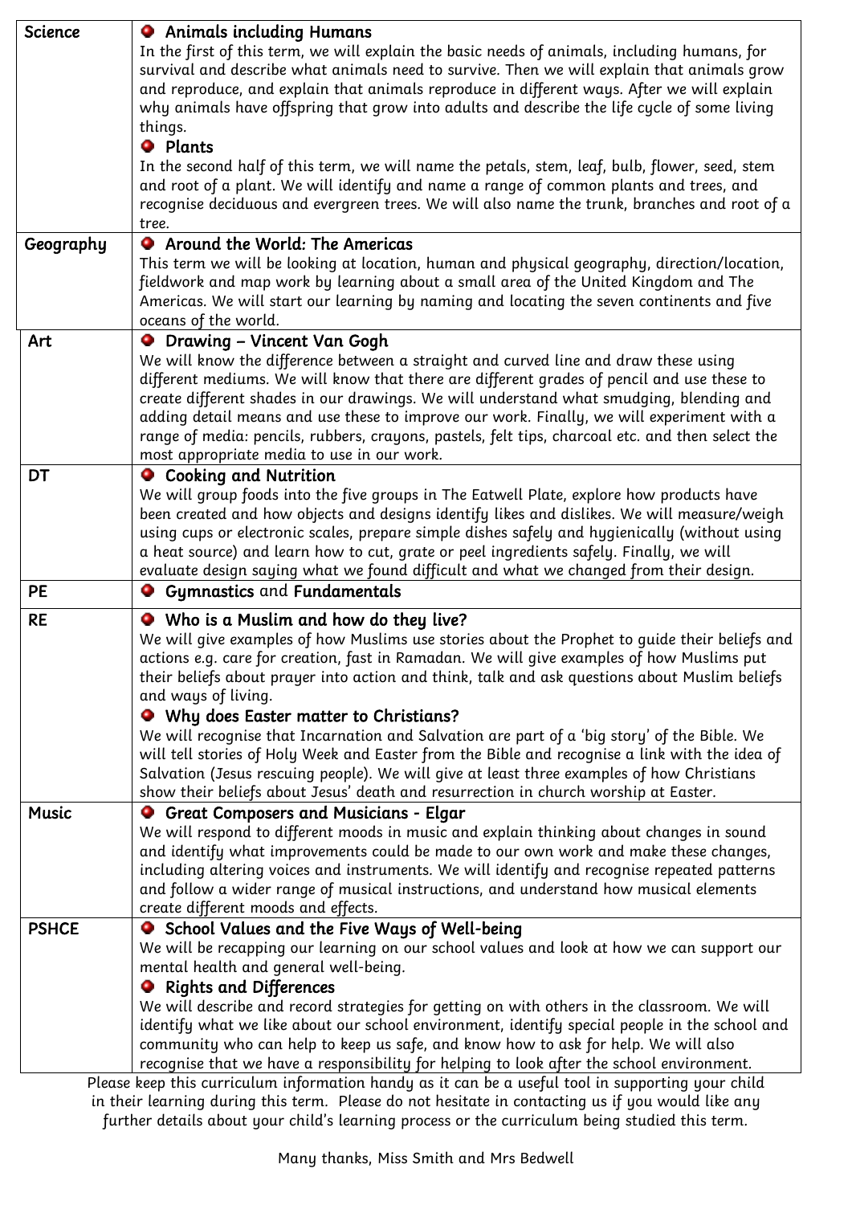| | |
|---|---|
| Science | **Animals including Humans**<br>In the first of this term, we will explain the basic needs of animals, including humans, for survival and describe what animals need to survive. Then we will explain that animals grow and reproduce, and explain that animals reproduce in different ways. After we will explain why animals have offspring that grow into adults and describe the life cycle of some living things.<br>**Plants**<br>In the second half of this term, we will name the petals, stem, leaf, bulb, flower, seed, stem and root of a plant. We will identify and name a range of common plants and trees, and recognise deciduous and evergreen trees. We will also name the trunk, branches and root of a tree. |
| Geography | **Around the World: The Americas**<br>This term we will be looking at location, human and physical geography, direction/location, fieldwork and map work by learning about a small area of the United Kingdom and The Americas. We will start our learning by naming and locating the seven continents and five oceans of the world. |
| Art | **Drawing – Vincent Van Gogh**<br>We will know the difference between a straight and curved line and draw these using different mediums. We will know that there are different grades of pencil and use these to create different shades in our drawings. We will understand what smudging, blending and adding detail means and use these to improve our work. Finally, we will experiment with a range of media: pencils, rubbers, crayons, pastels, felt tips, charcoal etc. and then select the most appropriate media to use in our work. |
| DT | **Cooking and Nutrition**<br>We will group foods into the five groups in The Eatwell Plate, explore how products have been created and how objects and designs identify likes and dislikes. We will measure/weigh using cups or electronic scales, prepare simple dishes safely and hygienically (without using a heat source) and learn how to cut, grate or peel ingredients safely. Finally, we will evaluate design saying what we found difficult and what we changed from their design. |
| PE | **Gymnastics** and **Fundamentals** |
| RE | **Who is a Muslim and how do they live?**<br>We will give examples of how Muslims use stories about the Prophet to guide their beliefs and actions e.g. care for creation, fast in Ramadan. We will give examples of how Muslims put their beliefs about prayer into action and think, talk and ask questions about Muslim beliefs and ways of living.<br>**Why does Easter matter to Christians?**<br>We will recognise that Incarnation and Salvation are part of a 'big story' of the Bible. We will tell stories of Holy Week and Easter from the Bible and recognise a link with the idea of Salvation (Jesus rescuing people). We will give at least three examples of how Christians show their beliefs about Jesus' death and resurrection in church worship at Easter. |
| Music | **Great Composers and Musicians - Elgar**<br>We will respond to different moods in music and explain thinking about changes in sound and identify what improvements could be made to our own work and make these changes, including altering voices and instruments. We will identify and recognise repeated patterns and follow a wider range of musical instructions, and understand how musical elements create different moods and effects. |
| PSHCE | **School Values and the Five Ways of Well-being**<br>We will be recapping our learning on our school values and look at how we can support our mental health and general well-being.<br>**Rights and Differences**<br>We will describe and record strategies for getting on with others in the classroom. We will identify what we like about our school environment, identify special people in the school and community who can help to keep us safe, and know how to ask for help. We will also recognise that we have a responsibility for helping to look after the school environment. |

Please keep this curriculum information handy as it can be a useful tool in supporting your child in their learning during this term. Please do not hesitate in contacting us if you would like any further details about your child's learning process or the curriculum being studied this term.

Many thanks, Miss Smith and Mrs Bedwell